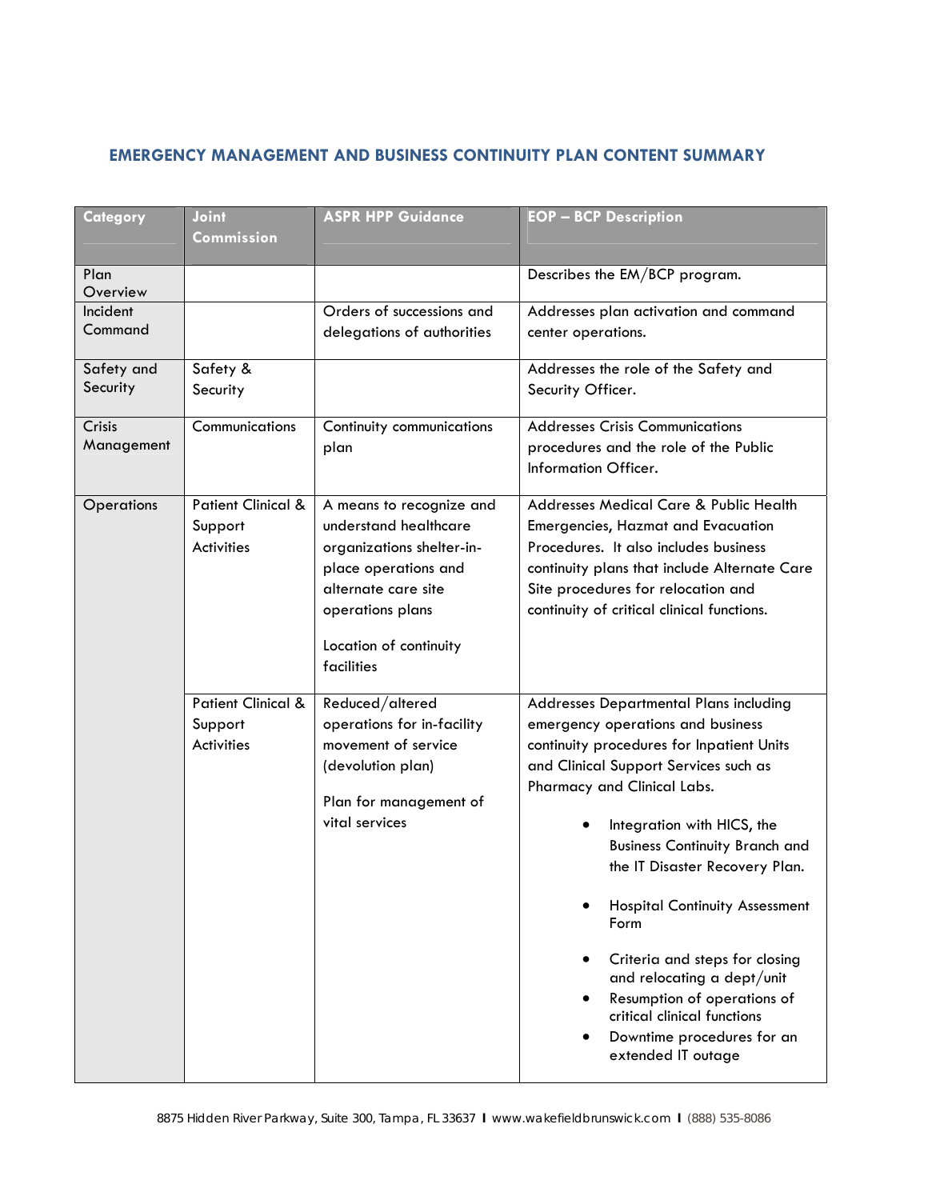## EMERGENCY MANAGEMENT AND BUSINESS CONTINUITY PLAN CONTENT SUMMARY

| Category | Joint Commission | ASPR HPP Guidance | EOP – BCP Description |
|---|---|---|---|
| Plan Overview | | | Describes the EM/BCP program. |
| Incident Command | | Orders of successions and delegations of authorities | Addresses plan activation and command center operations. |
| Safety and Security | Safety & Security | | Addresses the role of the Safety and Security Officer. |
| Crisis Management | Communications | Continuity communications plan | Addresses Crisis Communications procedures and the role of the Public Information Officer. |
| Operations | Patient Clinical & Support Activities | A means to recognize and understand healthcare organizations shelter-in-place operations and alternate care site operations plans<br><br>Location of continuity facilities | Addresses Medical Care & Public Health Emergencies, Hazmat and Evacuation Procedures. It also includes business continuity plans that include Alternate Care Site procedures for relocation and continuity of critical clinical functions. |
| | Patient Clinical & Support Activities | Reduced/altered operations for in-facility movement of service (devolution plan)<br><br>Plan for management of vital services | Addresses Departmental Plans including emergency operations and business continuity procedures for Inpatient Units and Clinical Support Services such as Pharmacy and Clinical Labs.<br><br>• Integration with HICS, the Business Continuity Branch and the IT Disaster Recovery Plan.<br>• Hospital Continuity Assessment Form<br>• Criteria and steps for closing and relocating a dept/unit<br>• Resumption of operations of critical clinical functions<br>• Downtime procedures for an extended IT outage |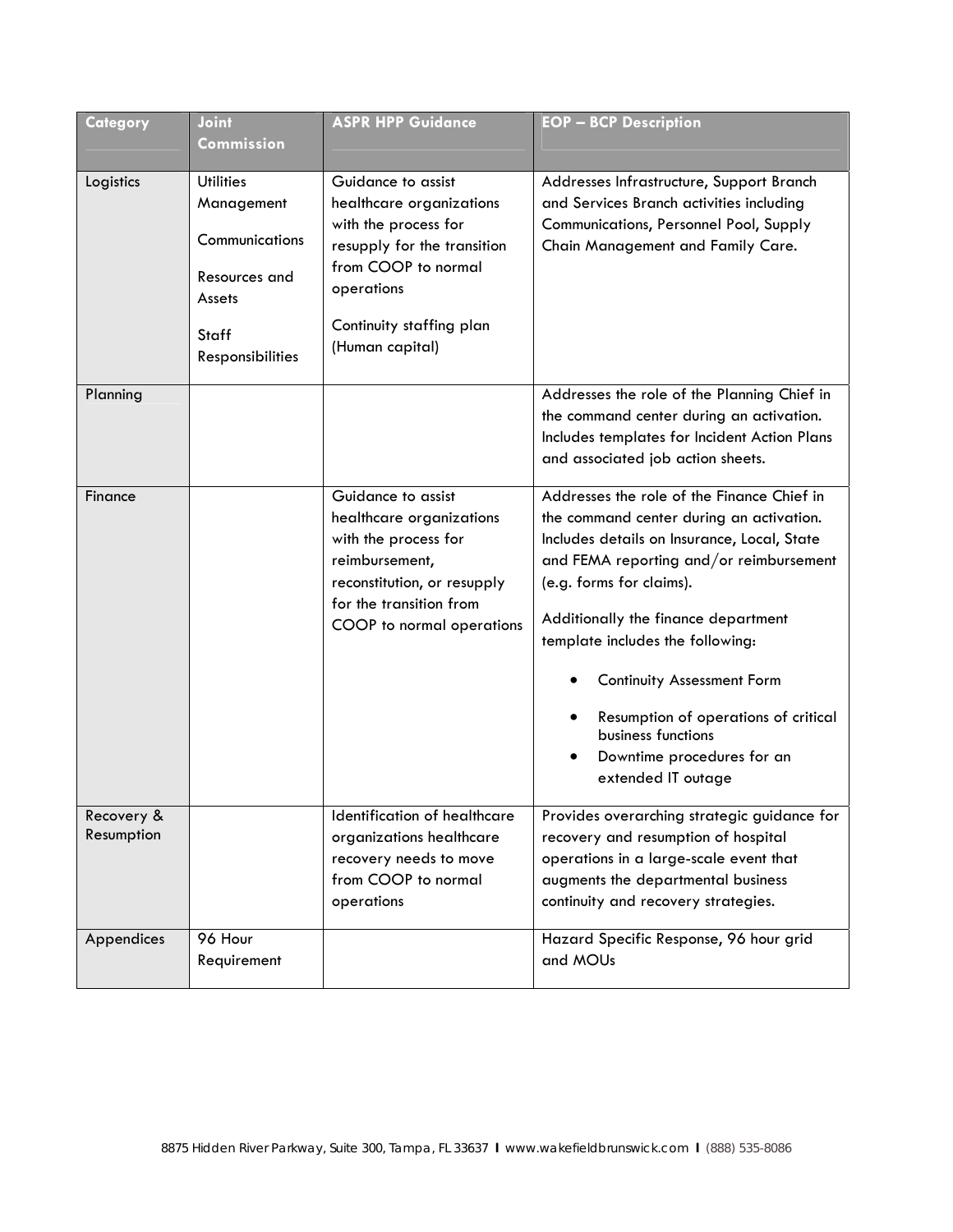| Category | Joint Commission | ASPR HPP Guidance | EOP – BCP Description |
|---|---|---|---|
| Logistics | Utilities Management<br><br>Communications<br><br>Resources and Assets<br><br>Staff Responsibilities | Guidance to assist healthcare organizations with the process for resupply for the transition from COOP to normal operations<br><br>Continuity staffing plan (Human capital) | Addresses Infrastructure, Support Branch and Services Branch activities including Communications, Personnel Pool, Supply Chain Management and Family Care. |
| Planning | | | Addresses the role of the Planning Chief in the command center during an activation. Includes templates for Incident Action Plans and associated job action sheets. |
| Finance | | Guidance to assist healthcare organizations with the process for reimbursement, reconstitution, or resupply for the transition from COOP to normal operations | Addresses the role of the Finance Chief in the command center during an activation. Includes details on Insurance, Local, State and FEMA reporting and/or reimbursement (e.g. forms for claims).<br><br>Additionally the finance department template includes the following:<br><br>• Continuity Assessment Form<br>• Resumption of operations of critical business functions<br>• Downtime procedures for an extended IT outage |
| Recovery & Resumption | | Identification of healthcare organizations healthcare recovery needs to move from COOP to normal operations | Provides overarching strategic guidance for recovery and resumption of hospital operations in a large-scale event that augments the departmental business continuity and recovery strategies. |
| Appendices | 96 Hour Requirement | | Hazard Specific Response, 96 hour grid and MOUs |